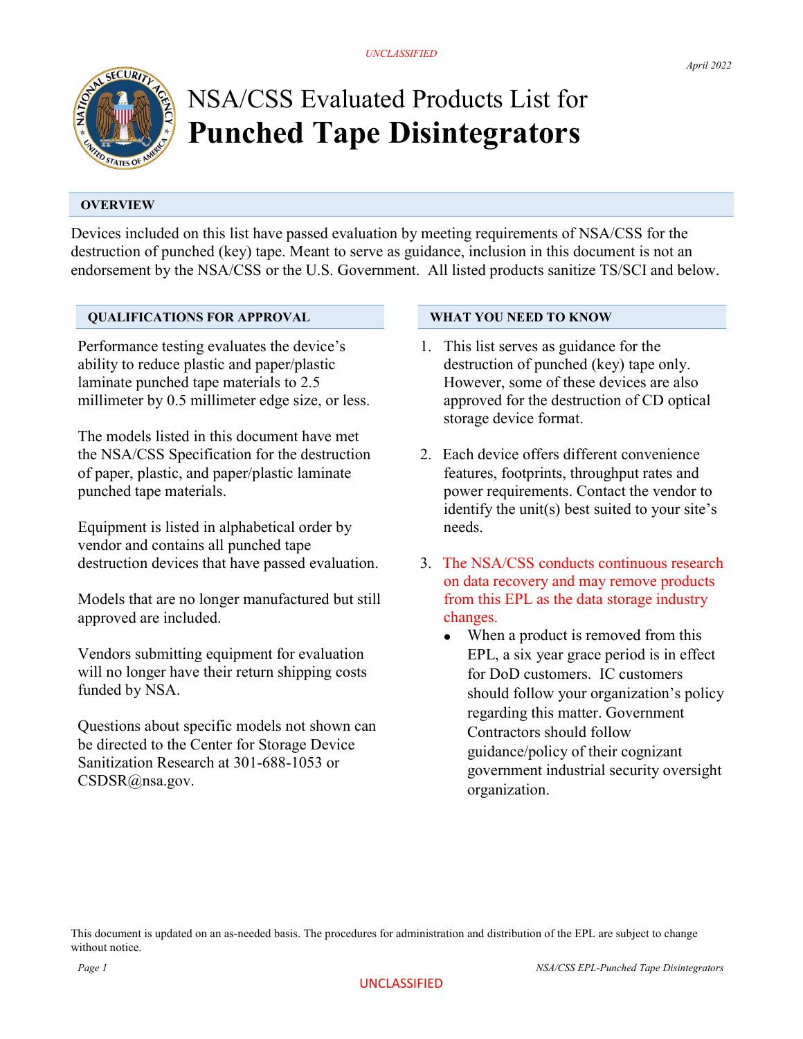UNCLASSIFIED

*April 2022*

# NSA/CSS Evaluated Products List for **Punched Tape Disintegrators**

## OVERVIEW

Devices included on this list have passed evaluation by meeting requirements of NSA/CSS for the destruction of punched (key) tape. Meant to serve as guidance, inclusion in this document is not an endorsement by the NSA/CSS or the U.S. Government. All listed products sanitize TS/SCI and below.

## QUALIFICATIONS FOR APPROVAL

Performance testing evaluates the device's ability to reduce plastic and paper/plastic laminate punched tape materials to 2.5 millimeter by 0.5 millimeter edge size, or less.

The models listed in this document have met the NSA/CSS Specification for the destruction of paper, plastic, and paper/plastic laminate punched tape materials.

Equipment is listed in alphabetical order by vendor and contains all punched tape destruction devices that have passed evaluation.

Models that are no longer manufactured but still approved are included.

Vendors submitting equipment for evaluation will no longer have their return shipping costs funded by NSA.

Questions about specific models not shown can be directed to the Center for Storage Device Sanitization Research at 301-688-1053 or CSDSR@nsa.gov.

## WHAT YOU NEED TO KNOW

1. This list serves as guidance for the destruction of punched (key) tape only. However, some of these devices are also approved for the destruction of CD optical storage device format.
2. Each device offers different convenience features, footprints, throughput rates and power requirements. Contact the vendor to identify the unit(s) best suited to your site's needs.
3. The NSA/CSS conducts continuous research on data recovery and may remove products from this EPL as the data storage industry changes.
   - When a product is removed from this EPL, a six year grace period is in effect for DoD customers. IC customers should follow your organization's policy regarding this matter. Government Contractors should follow guidance/policy of their cognizant government industrial security oversight organization.

This document is updated on an as-needed basis. The procedures for administration and distribution of the EPL are subject to change without notice.

UNCLASSIFIED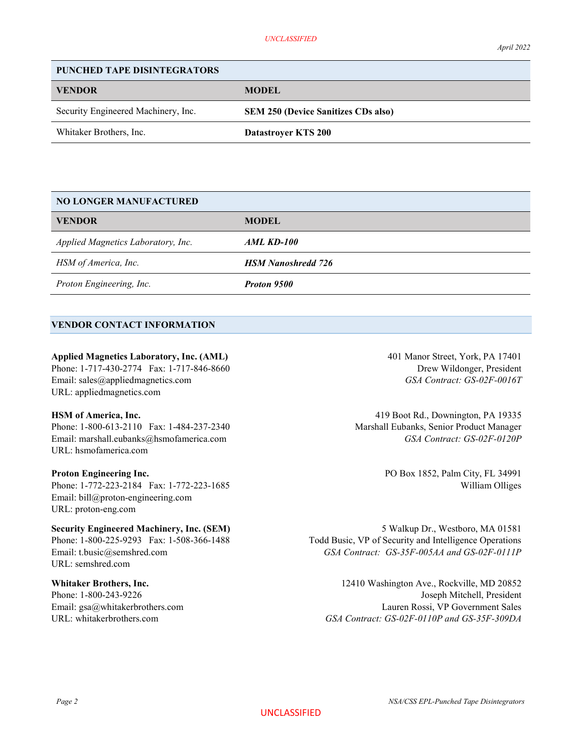| PUNCHED TAPE DISINTEGRATORS | |
|---|---|
| **VENDOR** | **MODEL** |
| Security Engineered Machinery, Inc. | **SEM 250 (Device Sanitizes CDs also)** |
| Whitaker Brothers, Inc. | **Datastroyer KTS 200** |

| NO LONGER MANUFACTURED | |
|---|---|
| **VENDOR** | **MODEL** |
| *Applied Magnetics Laboratory, Inc.* | ***AML KD-100*** |
| *HSM of America, Inc.* | ***HSM Nanoshredd 726*** |
| *Proton Engineering, Inc.* | ***Proton 9500*** |

## VENDOR CONTACT INFORMATION

**Applied Magnetics Laboratory, Inc. (AML)**
Phone: 1-717-430-2774 Fax: 1-717-846-8660
Email: sales@appliedmagnetics.com
URL: appliedmagnetics.com
401 Manor Street, York, PA 17401
Drew Wildonger, President
*GSA Contract: GS-02F-0016T*

**HSM of America, Inc.**
Phone: 1-800-613-2110 Fax: 1-484-237-2340
Email: marshall.eubanks@hsmofamerica.com
URL: hsmofamerica.com
419 Boot Rd., Downington, PA 19335
Marshall Eubanks, Senior Product Manager
*GSA Contract: GS-02F-0120P*

**Proton Engineering Inc.**
Phone: 1-772-223-2184 Fax: 1-772-223-1685
Email: bill@proton-engineering.com
URL: proton-eng.com
PO Box 1852, Palm City, FL 34991
William Olliges

**Security Engineered Machinery, Inc. (SEM)**
Phone: 1-800-225-9293 Fax: 1-508-366-1488
Email: t.busic@semshred.com
URL: semshred.com
5 Walkup Dr., Westboro, MA 01581
Todd Busic, VP of Security and Intelligence Operations
*GSA Contract: GS-35F-005AA and GS-02F-0111P*

**Whitaker Brothers, Inc.**
Phone: 1-800-243-9226
Email: gsa@whitakerbrothers.com
URL: whitakerbrothers.com
12410 Washington Ave., Rockville, MD 20852
Joseph Mitchell, President
Lauren Rossi, VP Government Sales
*GSA Contract: GS-02F-0110P and GS-35F-309DA*